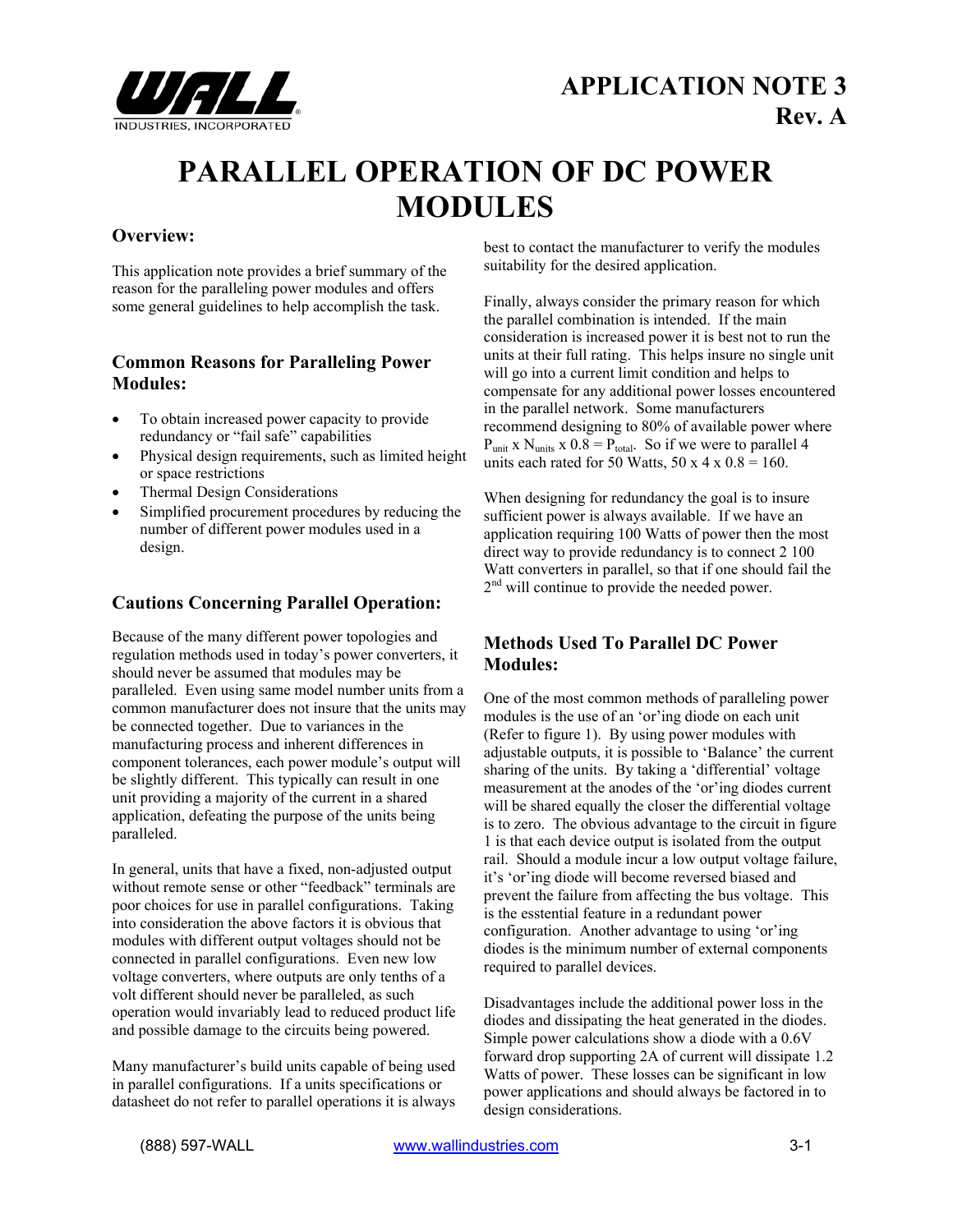# APPLICATION NOTE 3
## Rev. A

# PARALLEL OPERATION OF DC POWER MODULES

### Overview:

This application note provides a brief summary of the reason for the paralleling power modules and offers some general guidelines to help accomplish the task.

### Common Reasons for Paralleling Power Modules:

- To obtain increased power capacity to provide redundancy or "fail safe" capabilities
- Physical design requirements, such as limited height or space restrictions
- Thermal Design Considerations
- Simplified procurement procedures by reducing the number of different power modules used in a design.

### Cautions Concerning Parallel Operation:

Because of the many different power topologies and regulation methods used in today's power converters, it should never be assumed that modules may be paralleled. Even using same model number units from a common manufacturer does not insure that the units may be connected together. Due to variances in the manufacturing process and inherent differences in component tolerances, each power module's output will be slightly different. This typically can result in one unit providing a majority of the current in a shared application, defeating the purpose of the units being paralleled.

In general, units that have a fixed, non-adjusted output without remote sense or other "feedback" terminals are poor choices for use in parallel configurations. Taking into consideration the above factors it is obvious that modules with different output voltages should not be connected in parallel configurations. Even new low voltage converters, where outputs are only tenths of a volt different should never be paralleled, as such operation would invariably lead to reduced product life and possible damage to the circuits being powered.

Many manufacturer's build units capable of being used in parallel configurations. If a units specifications or datasheet do not refer to parallel operations it is always best to contact the manufacturer to verify the modules suitability for the desired application.

Finally, always consider the primary reason for which the parallel combination is intended. If the main consideration is increased power it is best not to run the units at their full rating. This helps insure no single unit will go into a current limit condition and helps to compensate for any additional power losses encountered in the parallel network. Some manufacturers recommend designing to 80% of available power where $P_{unit} \times N_{units} \times 0.8 = P_{total}$. So if we were to parallel 4 units each rated for 50 Watts, 50 x 4 x 0.8 = 160.

When designing for redundancy the goal is to insure sufficient power is always available. If we have an application requiring 100 Watts of power then the most direct way to provide redundancy is to connect 2 100 Watt converters in parallel, so that if one should fail the 2nd will continue to provide the needed power.

### Methods Used To Parallel DC Power Modules:

One of the most common methods of paralleling power modules is the use of an 'or'ing diode on each unit (Refer to figure 1). By using power modules with adjustable outputs, it is possible to 'Balance' the current sharing of the units. By taking a 'differential' voltage measurement at the anodes of the 'or'ing diodes current will be shared equally the closer the differential voltage is to zero. The obvious advantage to the circuit in figure 1 is that each device output is isolated from the output rail. Should a module incur a low output voltage failure, it's 'or'ing diode will become reversed biased and prevent the failure from affecting the bus voltage. This is the esstential feature in a redundant power configuration. Another advantage to using 'or'ing diodes is the minimum number of external components required to parallel devices.

Disadvantages include the additional power loss in the diodes and dissipating the heat generated in the diodes. Simple power calculations show a diode with a 0.6V forward drop supporting 2A of current will dissipate 1.2 Watts of power. These losses can be significant in low power applications and should always be factored in to design considerations.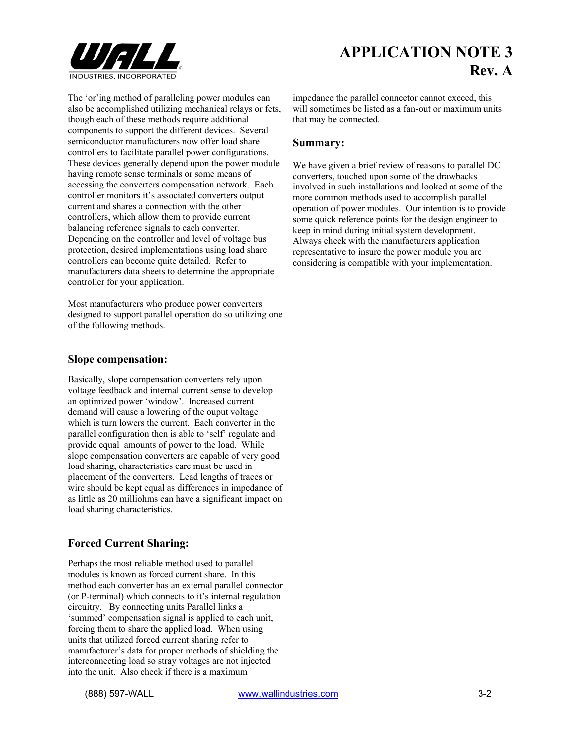The 'or'ing method of paralleling power modules can also be accomplished utilizing mechanical relays or fets, though each of these methods require additional components to support the different devices. Several semiconductor manufacturers now offer load share controllers to facilitate parallel power configurations. These devices generally depend upon the power module having remote sense terminals or some means of accessing the converters compensation network. Each controller monitors it's associated converters output current and shares a connection with the other controllers, which allow them to provide current balancing reference signals to each converter. Depending on the controller and level of voltage bus protection, desired implementations using load share controllers can become quite detailed. Refer to manufacturers data sheets to determine the appropriate controller for your application.

Most manufacturers who produce power converters designed to support parallel operation do so utilizing one of the following methods.

### Slope compensation:

Basically, slope compensation converters rely upon voltage feedback and internal current sense to develop an optimized power 'window'. Increased current demand will cause a lowering of the ouput voltage which is turn lowers the current. Each converter in the parallel configuration then is able to 'self' regulate and provide equal amounts of power to the load. While slope compensation converters are capable of very good load sharing, characteristics care must be used in placement of the converters. Lead lengths of traces or wire should be kept equal as differences in impedance of as little as 20 milliohms can have a significant impact on load sharing characteristics.

### Forced Current Sharing:

Perhaps the most reliable method used to parallel modules is known as forced current share. In this method each converter has an external parallel connector (or P-terminal) which connects to it's internal regulation circuitry. By connecting units Parallel links a 'summed' compensation signal is applied to each unit, forcing them to share the applied load. When using units that utilized forced current sharing refer to manufacturer's data for proper methods of shielding the interconnecting load so stray voltages are not injected into the unit. Also check if there is a maximum impedance the parallel connector cannot exceed, this will sometimes be listed as a fan-out or maximum units that may be connected.

### Summary:

We have given a brief review of reasons to parallel DC converters, touched upon some of the drawbacks involved in such installations and looked at some of the more common methods used to accomplish parallel operation of power modules. Our intention is to provide some quick reference points for the design engineer to keep in mind during initial system development. Always check with the manufacturers application representative to insure the power module you are considering is compatible with your implementation.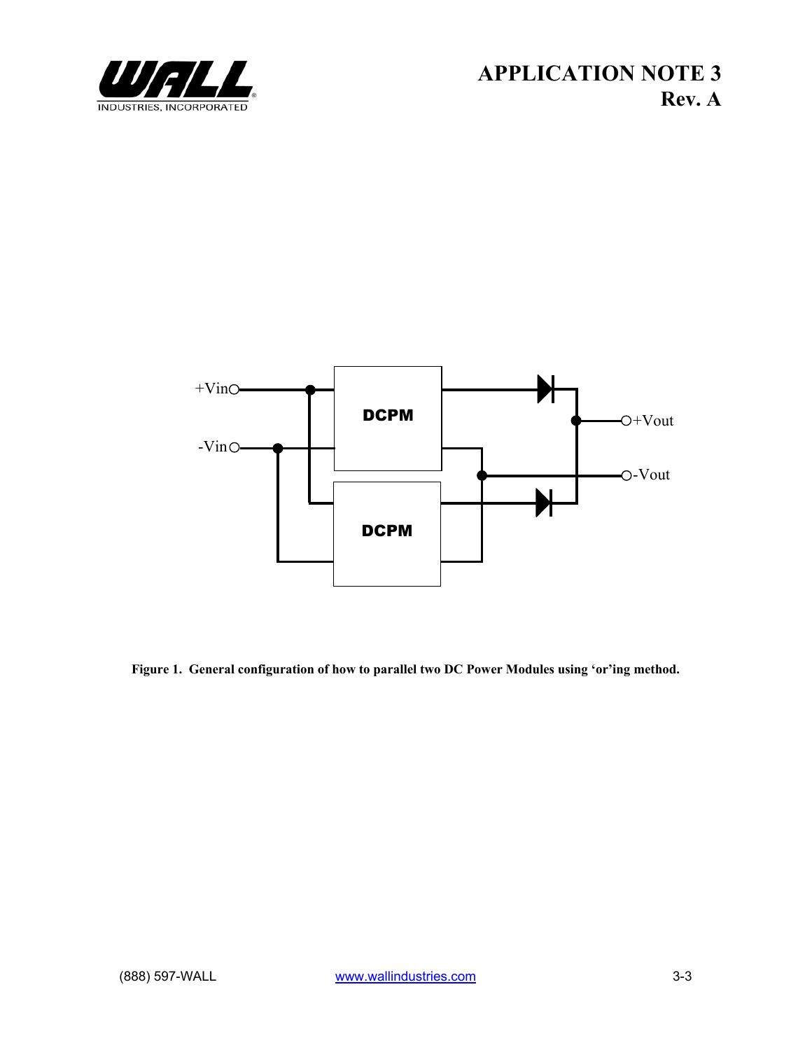+Vin

-Vin

DCPM

DCPM

+Vout

-Vout

**Figure 1. General configuration of how to parallel two DC Power Modules using 'or'ing method.**